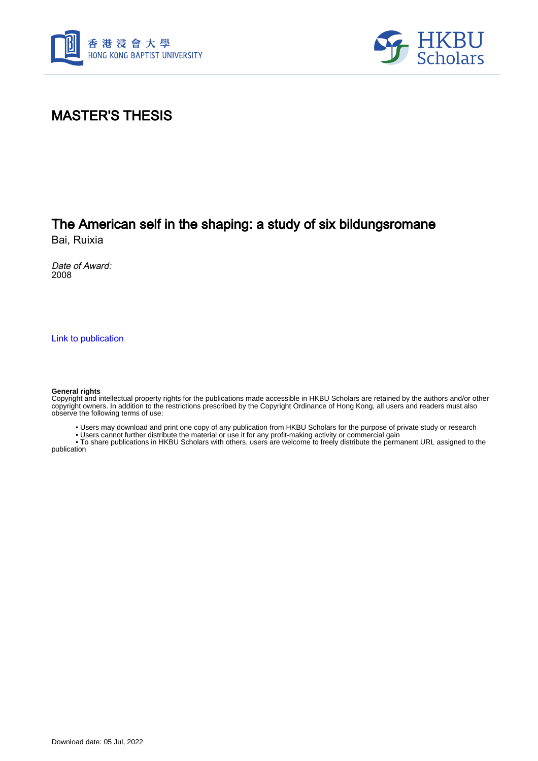香港浸會大學
HONG KONG BAPTIST UNIVERSITY

HKBU Scholars

# MASTER'S THESIS

## The American self in the shaping: a study of six bildungsromane

Bai, Ruixia

*Date of Award:*
2008

Link to publication

**General rights**
Copyright and intellectual property rights for the publications made accessible in HKBU Scholars are retained by the authors and/or other copyright owners. In addition to the restrictions prescribed by the Copyright Ordinance of Hong Kong, all users and readers must also observe the following terms of use:

- Users may download and print one copy of any publication from HKBU Scholars for the purpose of private study or research
- Users cannot further distribute the material or use it for any profit-making activity or commercial gain
- To share publications in HKBU Scholars with others, users are welcome to freely distribute the permanent URL assigned to the publication

Download date: 05 Jul, 2022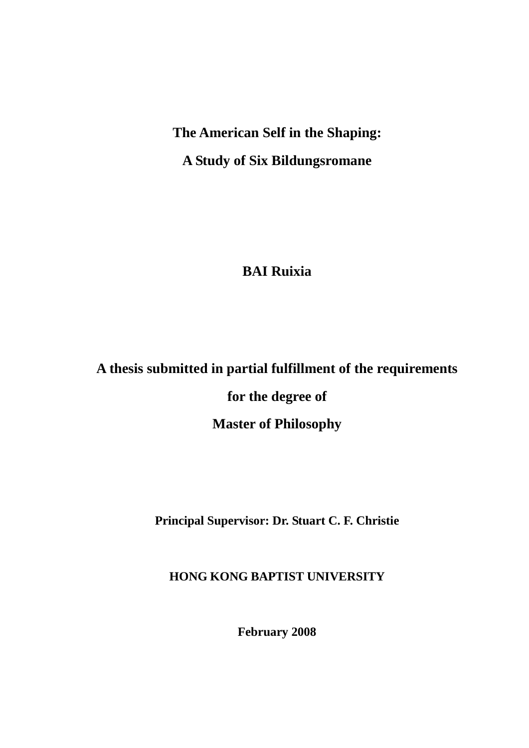# The American Self in the Shaping:

# A Study of Six Bildungsromane

**BAI Ruixia**

**A thesis submitted in partial fulfillment of the requirements**

**for the degree of**

**Master of Philosophy**

**Principal Supervisor: Dr. Stuart C. F. Christie**

**HONG KONG BAPTIST UNIVERSITY**

**February 2008**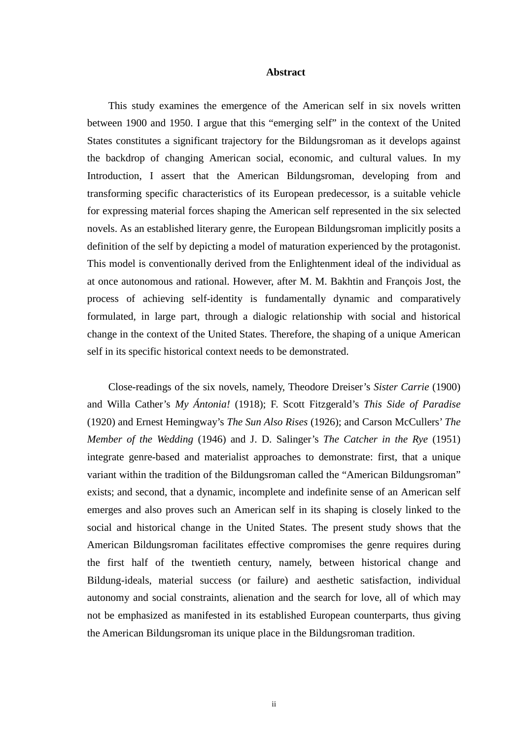# Abstract

This study examines the emergence of the American self in six novels written between 1900 and 1950. I argue that this "emerging self" in the context of the United States constitutes a significant trajectory for the Bildungsroman as it develops against the backdrop of changing American social, economic, and cultural values. In my Introduction, I assert that the American Bildungsroman, developing from and transforming specific characteristics of its European predecessor, is a suitable vehicle for expressing material forces shaping the American self represented in the six selected novels. As an established literary genre, the European Bildungsroman implicitly posits a definition of the self by depicting a model of maturation experienced by the protagonist. This model is conventionally derived from the Enlightenment ideal of the individual as at once autonomous and rational. However, after M. M. Bakhtin and François Jost, the process of achieving self-identity is fundamentally dynamic and comparatively formulated, in large part, through a dialogic relationship with social and historical change in the context of the United States. Therefore, the shaping of a unique American self in its specific historical context needs to be demonstrated.

Close-readings of the six novels, namely, Theodore Dreiser's *Sister Carrie* (1900) and Willa Cather's *My Ántonia!* (1918); F. Scott Fitzgerald's *This Side of Paradise* (1920) and Ernest Hemingway's *The Sun Also Rises* (1926); and Carson McCullers' *The Member of the Wedding* (1946) and J. D. Salinger's *The Catcher in the Rye* (1951) integrate genre-based and materialist approaches to demonstrate: first, that a unique variant within the tradition of the Bildungsroman called the "American Bildungsroman" exists; and second, that a dynamic, incomplete and indefinite sense of an American self emerges and also proves such an American self in its shaping is closely linked to the social and historical change in the United States. The present study shows that the American Bildungsroman facilitates effective compromises the genre requires during the first half of the twentieth century, namely, between historical change and Bildung-ideals, material success (or failure) and aesthetic satisfaction, individual autonomy and social constraints, alienation and the search for love, all of which may not be emphasized as manifested in its established European counterparts, thus giving the American Bildungsroman its unique place in the Bildungsroman tradition.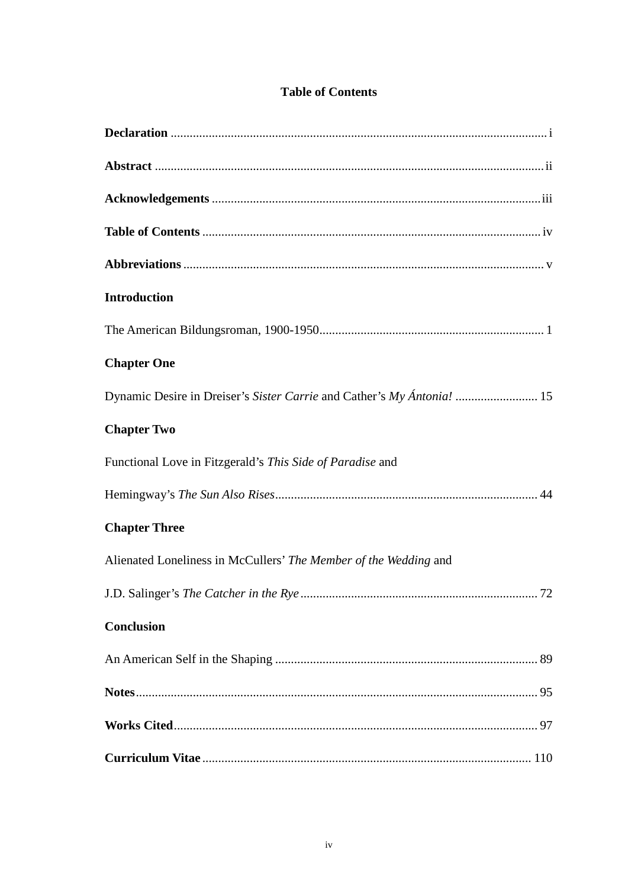# Table of Contents

**Declaration** ..................................................................................................................... i

**Abstract** ......................................................................................................................... ii

**Acknowledgements** ...................................................................................................... iii

**Table of Contents** ......................................................................................................... iv

**Abbreviations** ................................................................................................................ v

**Introduction**

The American Bildungsroman, 1900-1950 ...................................................................... 1

**Chapter One**

Dynamic Desire in Dreiser's *Sister Carrie* and Cather's *My Ántonia!* .......................... 15

**Chapter Two**

Functional Love in Fitzgerald's *This Side of Paradise* and

Hemingway's *The Sun Also Rises* .................................................................................. 44

**Chapter Three**

Alienated Loneliness in McCullers' *The Member of the Wedding* and

J.D. Salinger's *The Catcher in the Rye* .......................................................................... 72

**Conclusion**

An American Self in the Shaping .................................................................................. 89

**Notes** ............................................................................................................................. 95

**Works Cited** .................................................................................................................. 97

**Curriculum Vitae** ....................................................................................................... 110